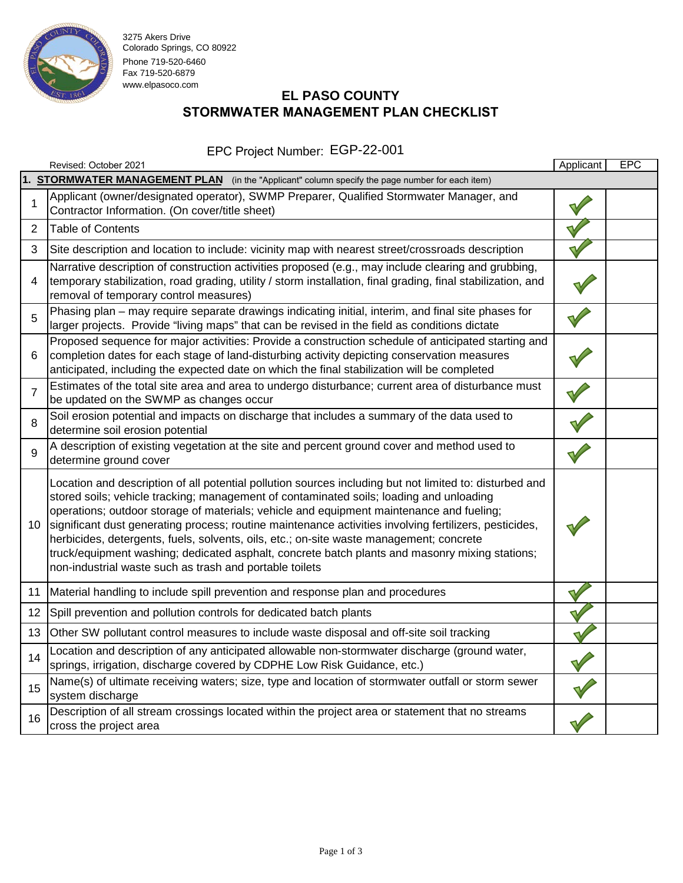3275 Akers Drive
Colorado Springs, CO 80922
Phone 719-520-6460
Fax 719-520-6879
www.elpasoco.com

# EL PASO COUNTY
## STORMWATER MANAGEMENT PLAN CHECKLIST

EPC Project Number: EGP-22-001

Revised: October 2021

| | | Applicant | EPC |
|---|---|---|---|
| **1. STORMWATER MANAGEMENT PLAN** (in the "Applicant" column specify the page number for each item) | | | |
| 1 | Applicant (owner/designated operator), SWMP Preparer, Qualified Stormwater Manager, and Contractor Information. (On cover/title sheet) | ✓ | |
| 2 | Table of Contents | ✓ | |
| 3 | Site description and location to include: vicinity map with nearest street/crossroads description | ✓ | |
| 4 | Narrative description of construction activities proposed (e.g., may include clearing and grubbing, temporary stabilization, road grading, utility / storm installation, final grading, final stabilization, and removal of temporary control measures) | ✓ | |
| 5 | Phasing plan – may require separate drawings indicating initial, interim, and final site phases for larger projects. Provide "living maps" that can be revised in the field as conditions dictate | ✓ | |
| 6 | Proposed sequence for major activities: Provide a construction schedule of anticipated starting and completion dates for each stage of land-disturbing activity depicting conservation measures anticipated, including the expected date on which the final stabilization will be completed | ✓ | |
| 7 | Estimates of the total site area and area to undergo disturbance; current area of disturbance must be updated on the SWMP as changes occur | ✓ | |
| 8 | Soil erosion potential and impacts on discharge that includes a summary of the data used to determine soil erosion potential | ✓ | |
| 9 | A description of existing vegetation at the site and percent ground cover and method used to determine ground cover | ✓ | |
| 10 | Location and description of all potential pollution sources including but not limited to: disturbed and stored soils; vehicle tracking; management of contaminated soils; loading and unloading operations; outdoor storage of materials; vehicle and equipment maintenance and fueling; significant dust generating process; routine maintenance activities involving fertilizers, pesticides, herbicides, detergents, fuels, solvents, oils, etc.; on-site waste management; concrete truck/equipment washing; dedicated asphalt, concrete batch plants and masonry mixing stations; non-industrial waste such as trash and portable toilets | ✓ | |
| 11 | Material handling to include spill prevention and response plan and procedures | ✓ | |
| 12 | Spill prevention and pollution controls for dedicated batch plants | ✓ | |
| 13 | Other SW pollutant control measures to include waste disposal and off-site soil tracking | ✓ | |
| 14 | Location and description of any anticipated allowable non-stormwater discharge (ground water, springs, irrigation, discharge covered by CDPHE Low Risk Guidance, etc.) | ✓ | |
| 15 | Name(s) of ultimate receiving waters; size, type and location of stormwater outfall or storm sewer system discharge | ✓ | |
| 16 | Description of all stream crossings located within the project area or statement that no streams cross the project area | ✓ | |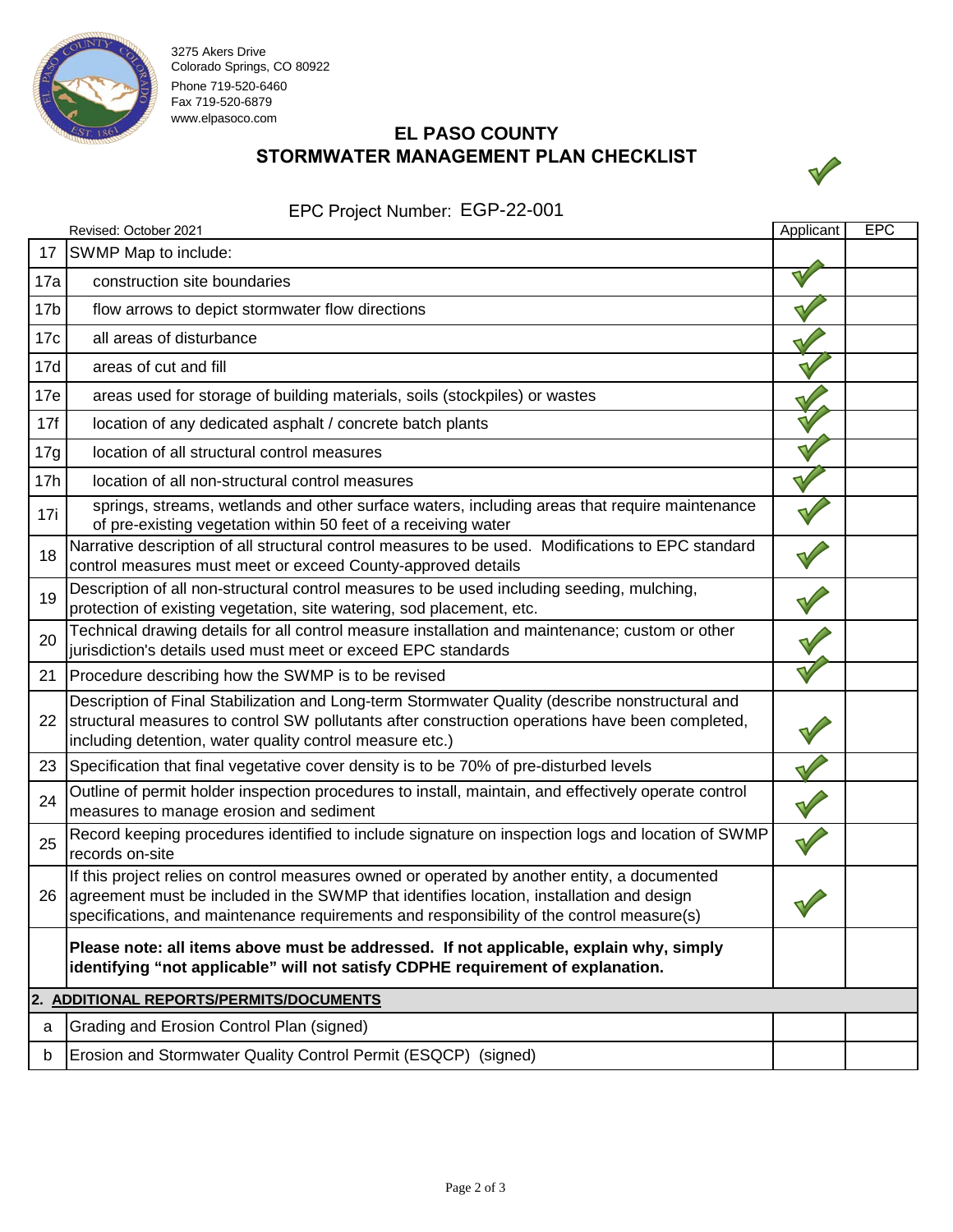3275 Akers Drive
Colorado Springs, CO 80922
Phone 719-520-6460
Fax 719-520-6879
www.elpasoco.com

# EL PASO COUNTY
## STORMWATER MANAGEMENT PLAN CHECKLIST

✓

EPC Project Number: EGP-22-001

Revised: October 2021

| | | Applicant | EPC |
|---|---|---|---|
| 17 | SWMP Map to include: | | |
| 17a | construction site boundaries | ✓ | |
| 17b | flow arrows to depict stormwater flow directions | ✓ | |
| 17c | all areas of disturbance | ✓ | |
| 17d | areas of cut and fill | ✓ | |
| 17e | areas used for storage of building materials, soils (stockpiles) or wastes | ✓ | |
| 17f | location of any dedicated asphalt / concrete batch plants | ✓ | |
| 17g | location of all structural control measures | ✓ | |
| 17h | location of all non-structural control measures | ✓ | |
| 17i | springs, streams, wetlands and other surface waters, including areas that require maintenance of pre-existing vegetation within 50 feet of a receiving water | ✓ | |
| 18 | Narrative description of all structural control measures to be used. Modifications to EPC standard control measures must meet or exceed County-approved details | ✓ | |
| 19 | Description of all non-structural control measures to be used including seeding, mulching, protection of existing vegetation, site watering, sod placement, etc. | ✓ | |
| 20 | Technical drawing details for all control measure installation and maintenance; custom or other jurisdiction's details used must meet or exceed EPC standards | ✓ | |
| 21 | Procedure describing how the SWMP is to be revised | ✓ | |
| 22 | Description of Final Stabilization and Long-term Stormwater Quality (describe nonstructural and structural measures to control SW pollutants after construction operations have been completed, including detention, water quality control measure etc.) | ✓ | |
| 23 | Specification that final vegetative cover density is to be 70% of pre-disturbed levels | ✓ | |
| 24 | Outline of permit holder inspection procedures to install, maintain, and effectively operate control measures to manage erosion and sediment | ✓ | |
| 25 | Record keeping procedures identified to include signature on inspection logs and location of SWMP records on-site | ✓ | |
| 26 | If this project relies on control measures owned or operated by another entity, a documented agreement must be included in the SWMP that identifies location, installation and design specifications, and maintenance requirements and responsibility of the control measure(s) | ✓ | |
| | **Please note: all items above must be addressed. If not applicable, explain why, simply identifying "not applicable" will not satisfy CDPHE requirement of explanation.** | | |
| **2.** | **ADDITIONAL REPORTS/PERMITS/DOCUMENTS** | | |
| a | Grading and Erosion Control Plan (signed) | | |
| b | Erosion and Stormwater Quality Control Permit (ESQCP) (signed) | | |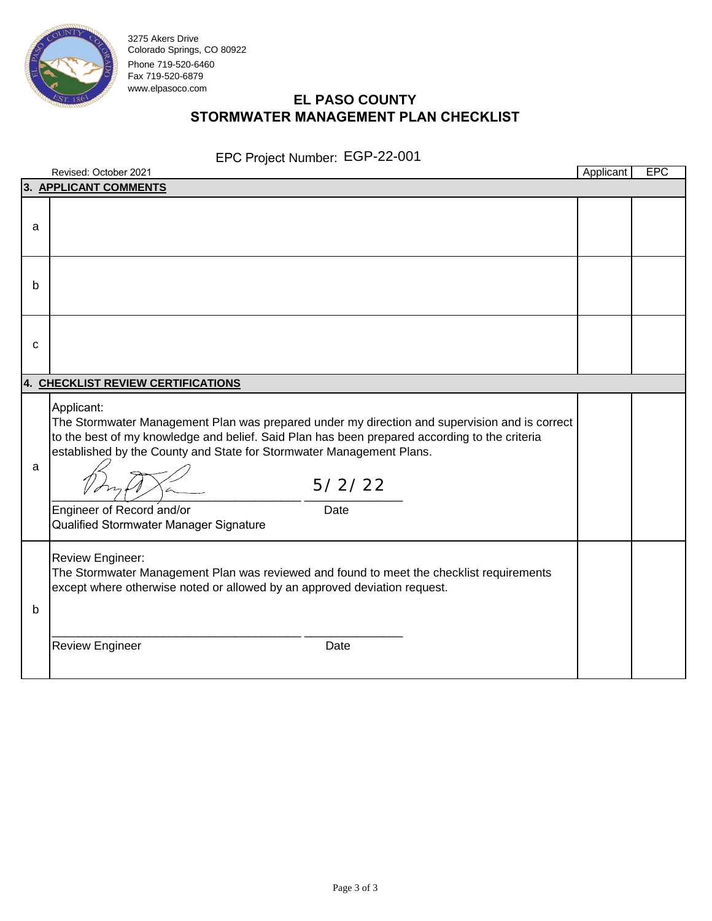3275 Akers Drive
Colorado Springs, CO 80922
Phone 719-520-6460
Fax 719-520-6879
www.elpasoco.com

# EL PASO COUNTY
## STORMWATER MANAGEMENT PLAN CHECKLIST

EPC Project Number: EGP-22-001

Revised: October 2021

| | | Applicant | EPC |
|---|---|---|---|
| **3. APPLICANT COMMENTS** | | | |
| a | | | |
| b | | | |
| c | | | |
| **4. CHECKLIST REVIEW CERTIFICATIONS** | | | |
| a | Applicant: The Stormwater Management Plan was prepared under my direction and supervision and is correct to the best of my knowledge and belief. Said Plan has been prepared according to the criteria established by the County and State for Stormwater Management Plans. [signature] 5/ 2/ 22 Engineer of Record and/or Qualified Stormwater Manager Signature ___ Date | | |
| b | Review Engineer: The Stormwater Management Plan was reviewed and found to meet the checklist requirements except where otherwise noted or allowed by an approved deviation request. ______________ ______ Review Engineer ___ Date | | |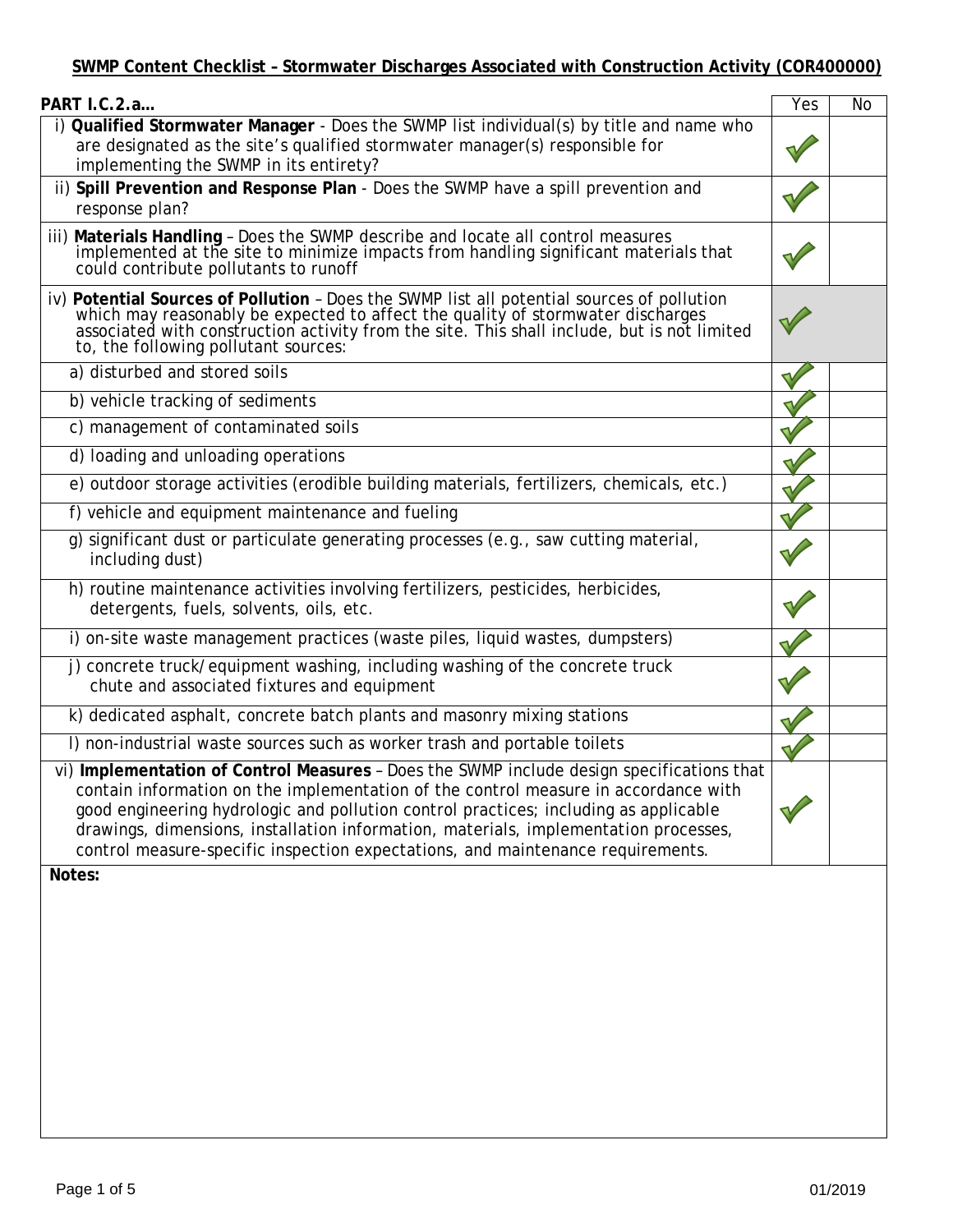**SWMP Content Checklist – Stormwater Discharges Associated with Construction Activity (COR400000)**

| PART I.C.2.a… | Yes | No |
|---|---|---|
| i) **Qualified Stormwater Manager** - Does the SWMP list individual(s) by title and name who are designated as the site's qualified stormwater manager(s) responsible for implementing the SWMP in its entirety? | ✓ | |
| ii) **Spill Prevention and Response Plan** - Does the SWMP have a spill prevention and response plan? | ✓ | |
| iii) **Materials Handling** – Does the SWMP describe and locate all control measures implemented at the site to minimize impacts from handling significant materials that could contribute pollutants to runoff | ✓ | |
| iv) **Potential Sources of Pollution** – Does the SWMP list all potential sources of pollution which may reasonably be expected to affect the quality of stormwater discharges associated with construction activity from the site. This shall include, but is not limited to, the following pollutant sources: | ✓ | |
| a) disturbed and stored soils | ✓ | |
| b) vehicle tracking of sediments | ✓ | |
| c) management of contaminated soils | ✓ | |
| d) loading and unloading operations | ✓ | |
| e) outdoor storage activities (erodible building materials, fertilizers, chemicals, etc.) | ✓ | |
| f) vehicle and equipment maintenance and fueling | ✓ | |
| g) significant dust or particulate generating processes (e.g., saw cutting material, including dust) | ✓ | |
| h) routine maintenance activities involving fertilizers, pesticides, herbicides, detergents, fuels, solvents, oils, etc. | ✓ | |
| i) on-site waste management practices (waste piles, liquid wastes, dumpsters) | ✓ | |
| j) concrete truck/equipment washing, including washing of the concrete truck chute and associated fixtures and equipment | ✓ | |
| k) dedicated asphalt, concrete batch plants and masonry mixing stations | ✓ | |
| l) non-industrial waste sources such as worker trash and portable toilets | ✓ | |
| vi) **Implementation of Control Measures** – Does the SWMP include design specifications that contain information on the implementation of the control measure in accordance with good engineering hydrologic and pollution control practices; including as applicable drawings, dimensions, installation information, materials, implementation processes, control measure-specific inspection expectations, and maintenance requirements. | ✓ | |

**Notes:**

01/2019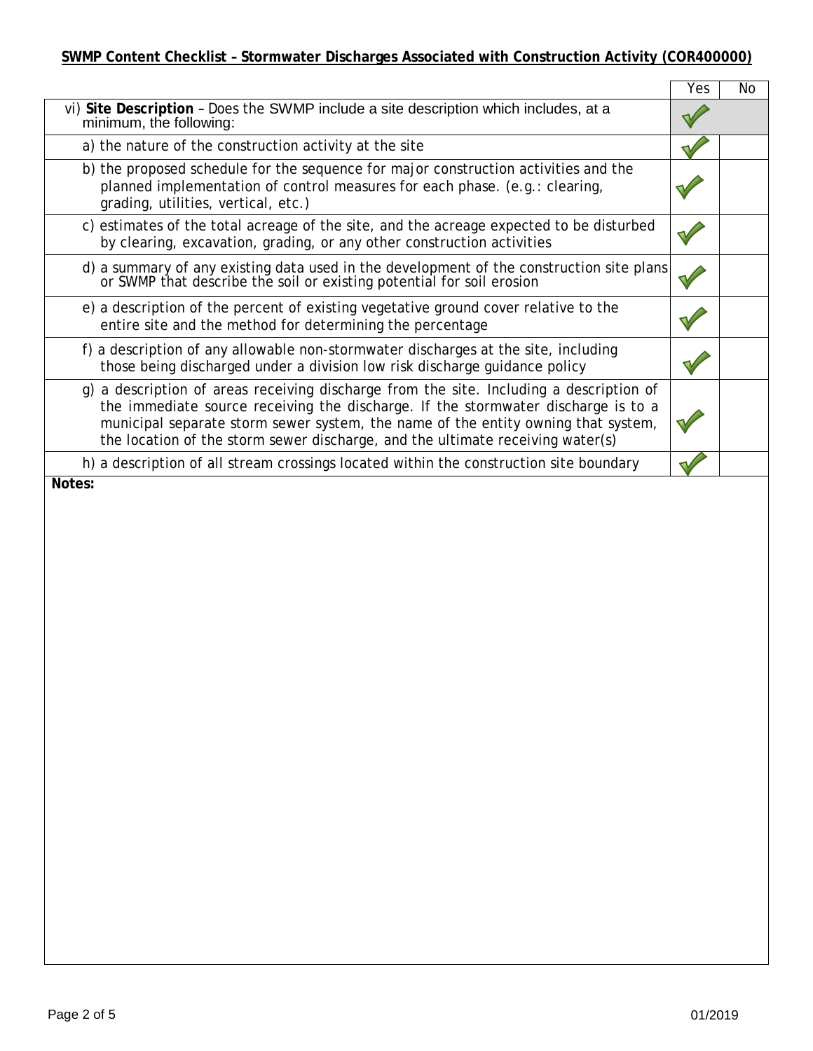**SWMP Content Checklist – Stormwater Discharges Associated with Construction Activity (COR400000)**

| | Yes | No |
|---|---|---|
| vi) **Site Description** – Does the SWMP include a site description which includes, at a minimum, the following: | ✓ | |
| a) the nature of the construction activity at the site | ✓ | |
| b) the proposed schedule for the sequence for major construction activities and the planned implementation of control measures for each phase. (e.g.: clearing, grading, utilities, vertical, etc.) | ✓ | |
| c) estimates of the total acreage of the site, and the acreage expected to be disturbed by clearing, excavation, grading, or any other construction activities | ✓ | |
| d) a summary of any existing data used in the development of the construction site plans or SWMP that describe the soil or existing potential for soil erosion | ✓ | |
| e) a description of the percent of existing vegetative ground cover relative to the entire site and the method for determining the percentage | ✓ | |
| f) a description of any allowable non-stormwater discharges at the site, including those being discharged under a division low risk discharge guidance policy | ✓ | |
| g) a description of areas receiving discharge from the site. Including a description of the immediate source receiving the discharge. If the stormwater discharge is to a municipal separate storm sewer system, the name of the entity owning that system, the location of the storm sewer discharge, and the ultimate receiving water(s) | ✓ | |
| h) a description of all stream crossings located within the construction site boundary | ✓ | |

**Notes:**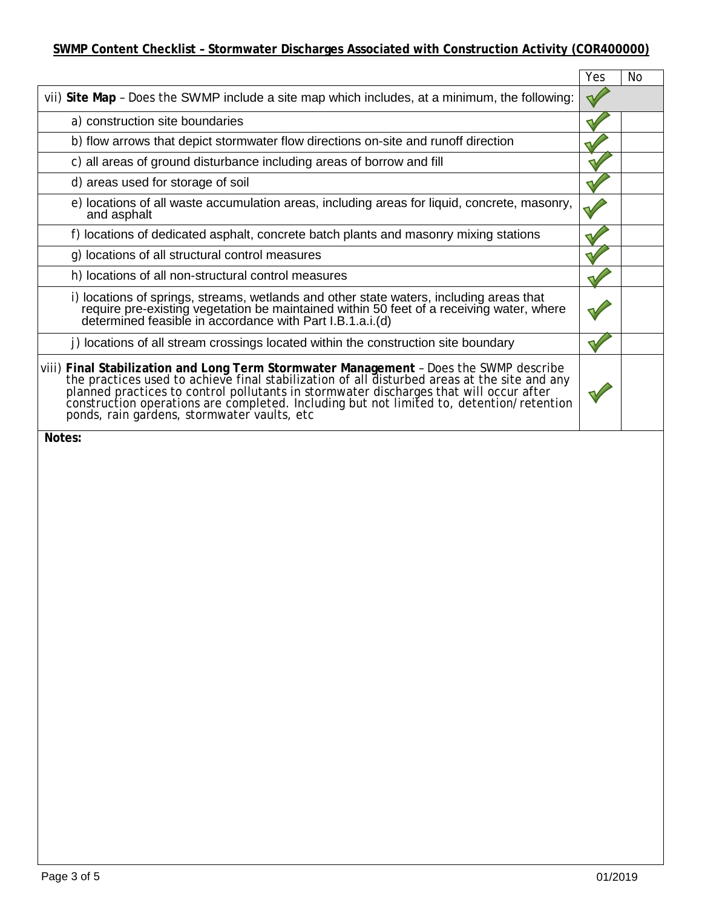**SWMP Content Checklist – Stormwater Discharges Associated with Construction Activity (COR400000)**

| | Yes | No |
|---|---|---|
| vii) **Site Map** – Does the SWMP include a site map which includes, at a minimum, the following: | ✓ | |
| a) construction site boundaries | ✓ | |
| b) flow arrows that depict stormwater flow directions on-site and runoff direction | ✓ | |
| c) all areas of ground disturbance including areas of borrow and fill | ✓ | |
| d) areas used for storage of soil | ✓ | |
| e) locations of all waste accumulation areas, including areas for liquid, concrete, masonry, and asphalt | ✓ | |
| f) locations of dedicated asphalt, concrete batch plants and masonry mixing stations | ✓ | |
| g) locations of all structural control measures | ✓ | |
| h) locations of all non-structural control measures | ✓ | |
| i) locations of springs, streams, wetlands and other state waters, including areas that require pre-existing vegetation be maintained within 50 feet of a receiving water, where determined feasible in accordance with Part I.B.1.a.i.(d) | ✓ | |
| j) locations of all stream crossings located within the construction site boundary | ✓ | |
| viii) **Final Stabilization and Long Term Stormwater Management** – Does the SWMP describe the practices used to achieve final stabilization of all disturbed areas at the site and any planned practices to control pollutants in stormwater discharges that will occur after construction operations are completed. Including but not limited to, detention/retention ponds, rain gardens, stormwater vaults, etc | ✓ | |

**Notes:**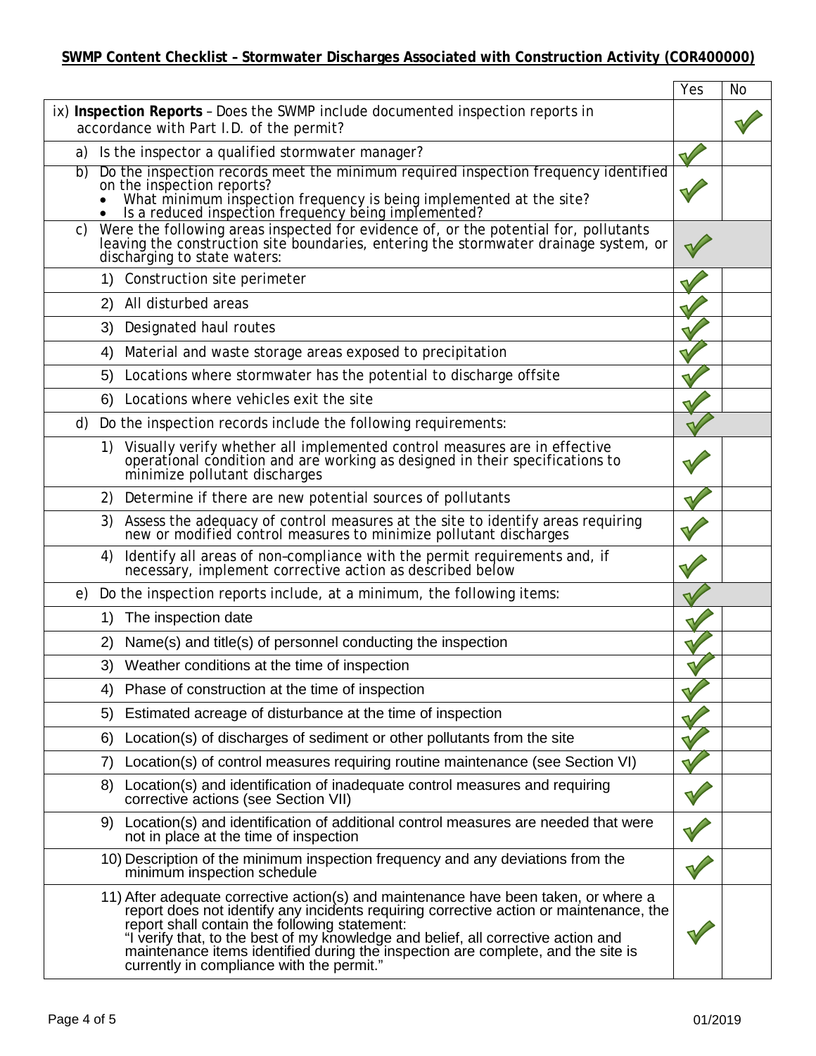## SWMP Content Checklist – Stormwater Discharges Associated with Construction Activity (COR400000)

| | Yes | No |
|---|---|---|
| ix) **Inspection Reports** – Does the SWMP include documented inspection reports in accordance with Part I.D. of the permit? | | ✓ |
| a) Is the inspector a qualified stormwater manager? | ✓ | |
| b) Do the inspection records meet the minimum required inspection frequency identified on the inspection reports?<br>• What minimum inspection frequency is being implemented at the site?<br>• Is a reduced inspection frequency being implemented? | ✓ | |
| c) Were the following areas inspected for evidence of, or the potential for, pollutants leaving the construction site boundaries, entering the stormwater drainage system, or discharging to state waters: | ✓ | |
| 1) Construction site perimeter | ✓ | |
| 2) All disturbed areas | ✓ | |
| 3) Designated haul routes | ✓ | |
| 4) Material and waste storage areas exposed to precipitation | ✓ | |
| 5) Locations where stormwater has the potential to discharge offsite | ✓ | |
| 6) Locations where vehicles exit the site | ✓ | |
| d) Do the inspection records include the following requirements: | ✓ | |
| 1) Visually verify whether all implemented control measures are in effective operational condition and are working as designed in their specifications to minimize pollutant discharges | ✓ | |
| 2) Determine if there are new potential sources of pollutants | ✓ | |
| 3) Assess the adequacy of control measures at the site to identify areas requiring new or modified control measures to minimize pollutant discharges | ✓ | |
| 4) Identify all areas of non-compliance with the permit requirements and, if necessary, implement corrective action as described below | ✓ | |
| e) Do the inspection reports include, at a minimum, the following items: | ✓ | |
| 1) The inspection date | ✓ | |
| 2) Name(s) and title(s) of personnel conducting the inspection | ✓ | |
| 3) Weather conditions at the time of inspection | ✓ | |
| 4) Phase of construction at the time of inspection | ✓ | |
| 5) Estimated acreage of disturbance at the time of inspection | ✓ | |
| 6) Location(s) of discharges of sediment or other pollutants from the site | ✓ | |
| 7) Location(s) of control measures requiring routine maintenance (see Section VI) | ✓ | |
| 8) Location(s) and identification of inadequate control measures and requiring corrective actions (see Section VII) | ✓ | |
| 9) Location(s) and identification of additional control measures are needed that were not in place at the time of inspection | ✓ | |
| 10) Description of the minimum inspection frequency and any deviations from the minimum inspection schedule | ✓ | |
| 11) After adequate corrective action(s) and maintenance have been taken, or where a report does not identify any incidents requiring corrective action or maintenance, the report shall contain the following statement:<br>"I verify that, to the best of my knowledge and belief, all corrective action and maintenance items identified during the inspection are complete, and the site is currently in compliance with the permit." | ✓ | |

01/2019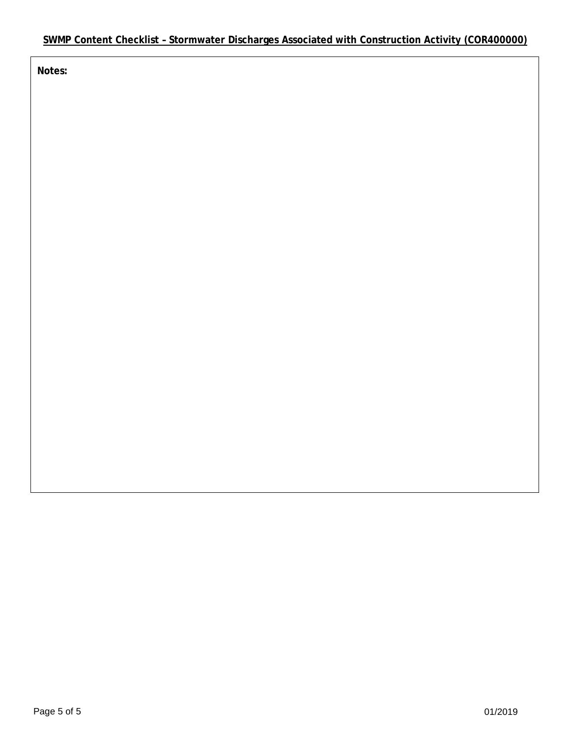**Notes:**